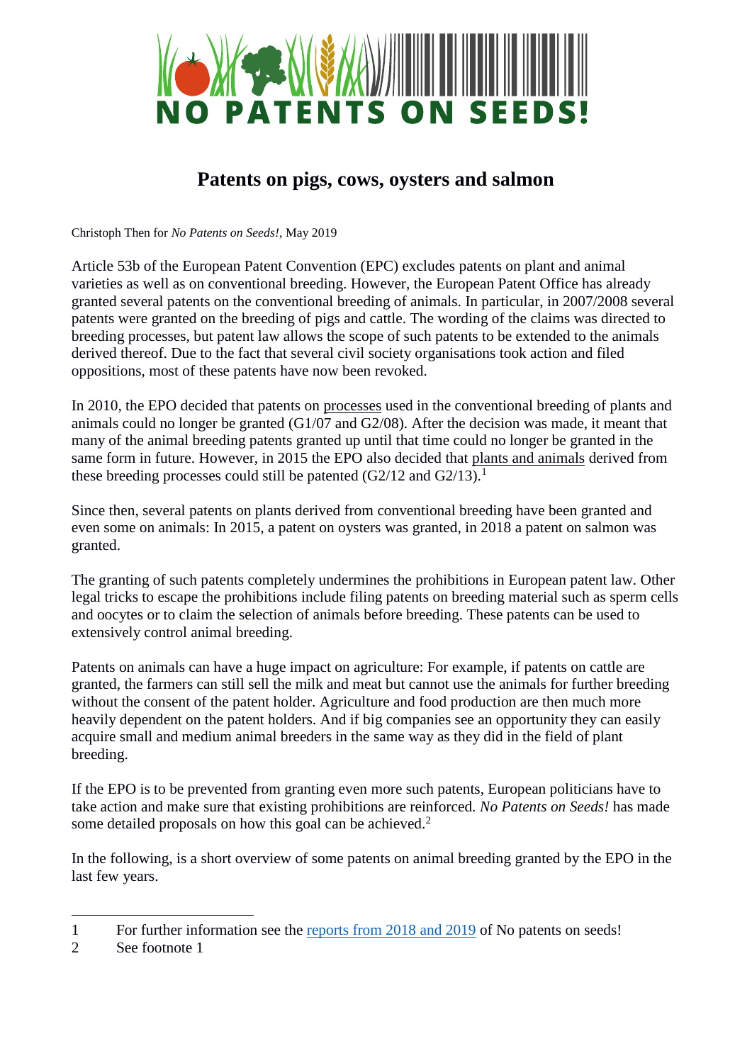# NO PATENTS ON SEEDS!

## Patents on pigs, cows, oysters and salmon

Christoph Then for *No Patents on Seeds!*, May 2019

Article 53b of the European Patent Convention (EPC) excludes patents on plant and animal varieties as well as on conventional breeding. However, the European Patent Office has already granted several patents on the conventional breeding of animals. In particular, in 2007/2008 several patents were granted on the breeding of pigs and cattle. The wording of the claims was directed to breeding processes, but patent law allows the scope of such patents to be extended to the animals derived thereof. Due to the fact that several civil society organisations took action and filed oppositions, most of these patents have now been revoked.

In 2010, the EPO decided that patents on processes used in the conventional breeding of plants and animals could no longer be granted (G1/07 and G2/08). After the decision was made, it meant that many of the animal breeding patents granted up until that time could no longer be granted in the same form in future. However, in 2015 the EPO also decided that plants and animals derived from these breeding processes could still be patented (G2/12 and G2/13).[1]

Since then, several patents on plants derived from conventional breeding have been granted and even some on animals: In 2015, a patent on oysters was granted, in 2018 a patent on salmon was granted.

The granting of such patents completely undermines the prohibitions in European patent law. Other legal tricks to escape the prohibitions include filing patents on breeding material such as sperm cells and oocytes or to claim the selection of animals before breeding. These patents can be used to extensively control animal breeding.

Patents on animals can have a huge impact on agriculture: For example, if patents on cattle are granted, the farmers can still sell the milk and meat but cannot use the animals for further breeding without the consent of the patent holder. Agriculture and food production are then much more heavily dependent on the patent holders. And if big companies see an opportunity they can easily acquire small and medium animal breeders in the same way as they did in the field of plant breeding.

If the EPO is to be prevented from granting even more such patents, European politicians have to take action and make sure that existing prohibitions are reinforced. *No Patents on Seeds!* has made some detailed proposals on how this goal can be achieved.[2]

In the following, is a short overview of some patents on animal breeding granted by the EPO in the last few years.

---

1 For further information see the reports from 2018 and 2019 of No patents on seeds!

2 See footnote 1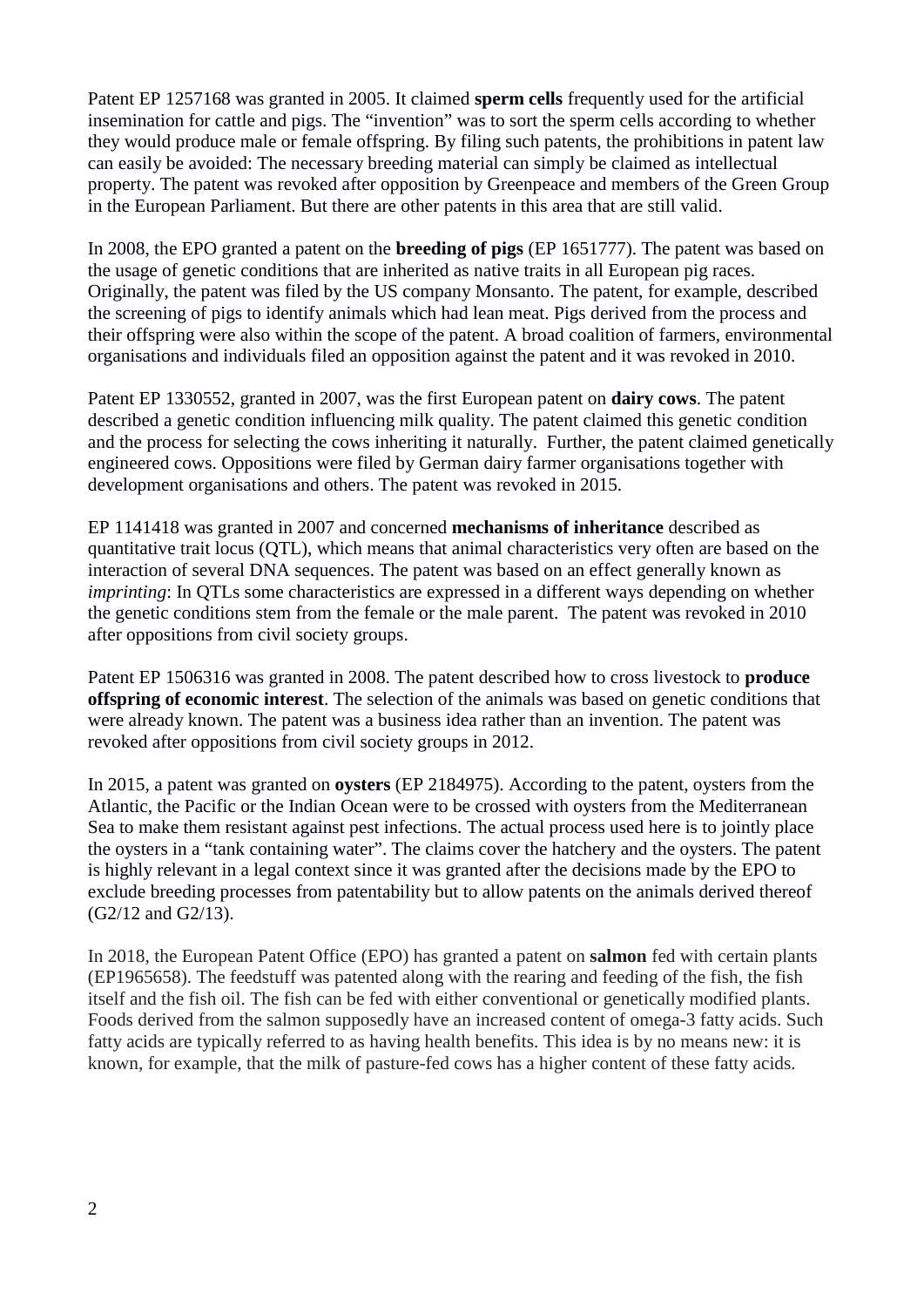Patent EP 1257168 was granted in 2005. It claimed **sperm cells** frequently used for the artificial insemination for cattle and pigs. The "invention" was to sort the sperm cells according to whether they would produce male or female offspring. By filing such patents, the prohibitions in patent law can easily be avoided: The necessary breeding material can simply be claimed as intellectual property. The patent was revoked after opposition by Greenpeace and members of the Green Group in the European Parliament. But there are other patents in this area that are still valid.

In 2008, the EPO granted a patent on the **breeding of pigs** (EP 1651777). The patent was based on the usage of genetic conditions that are inherited as native traits in all European pig races. Originally, the patent was filed by the US company Monsanto. The patent, for example, described the screening of pigs to identify animals which had lean meat. Pigs derived from the process and their offspring were also within the scope of the patent. A broad coalition of farmers, environmental organisations and individuals filed an opposition against the patent and it was revoked in 2010.

Patent EP 1330552, granted in 2007, was the first European patent on **dairy cows**. The patent described a genetic condition influencing milk quality. The patent claimed this genetic condition and the process for selecting the cows inheriting it naturally. Further, the patent claimed genetically engineered cows. Oppositions were filed by German dairy farmer organisations together with development organisations and others. The patent was revoked in 2015.

EP 1141418 was granted in 2007 and concerned **mechanisms of inheritance** described as quantitative trait locus (QTL), which means that animal characteristics very often are based on the interaction of several DNA sequences. The patent was based on an effect generally known as *imprinting*: In QTLs some characteristics are expressed in a different ways depending on whether the genetic conditions stem from the female or the male parent. The patent was revoked in 2010 after oppositions from civil society groups.

Patent EP 1506316 was granted in 2008. The patent described how to cross livestock to **produce offspring of economic interest**. The selection of the animals was based on genetic conditions that were already known. The patent was a business idea rather than an invention. The patent was revoked after oppositions from civil society groups in 2012.

In 2015, a patent was granted on **oysters** (EP 2184975). According to the patent, oysters from the Atlantic, the Pacific or the Indian Ocean were to be crossed with oysters from the Mediterranean Sea to make them resistant against pest infections. The actual process used here is to jointly place the oysters in a "tank containing water". The claims cover the hatchery and the oysters. The patent is highly relevant in a legal context since it was granted after the decisions made by the EPO to exclude breeding processes from patentability but to allow patents on the animals derived thereof (G2/12 and G2/13).

In 2018, the European Patent Office (EPO) has granted a patent on **salmon** fed with certain plants (EP1965658). The feedstuff was patented along with the rearing and feeding of the fish, the fish itself and the fish oil. The fish can be fed with either conventional or genetically modified plants. Foods derived from the salmon supposedly have an increased content of omega-3 fatty acids. Such fatty acids are typically referred to as having health benefits. This idea is by no means new: it is known, for example, that the milk of pasture-fed cows has a higher content of these fatty acids.